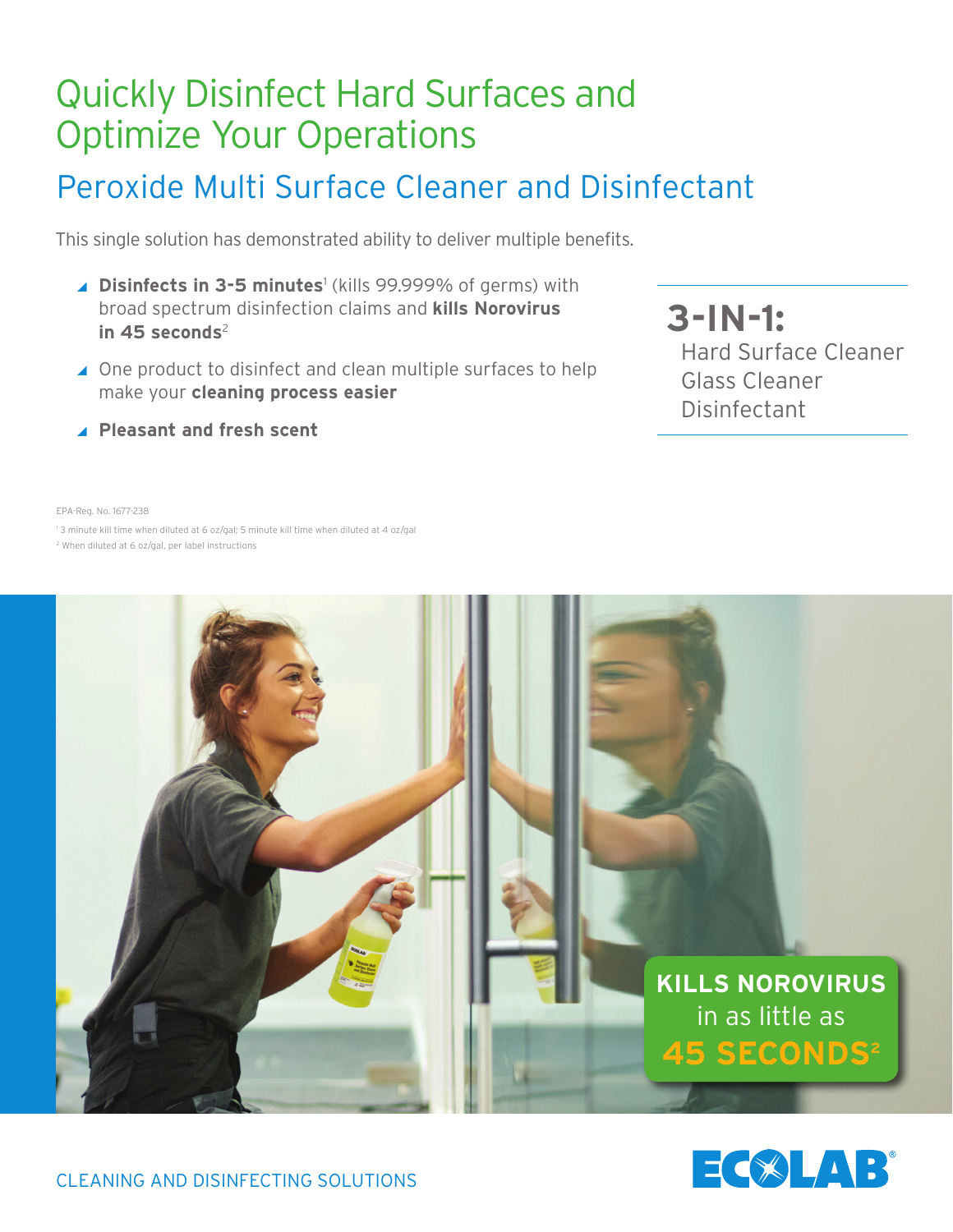# Quickly Disinfect Hard Surfaces and Optimize Your Operations

## Peroxide Multi Surface Cleaner and Disinfectant

This single solution has demonstrated ability to deliver multiple benefits.

- **Disinfects in 3-5 minutes**[1] (kills 99.999% of germs) with broad spectrum disinfection claims and **kills Norovirus in 45 seconds**[2]
- One product to disinfect and clean multiple surfaces to help make your **cleaning process easier**
- **Pleasant and fresh scent**

**3-IN-1:**
Hard Surface Cleaner
Glass Cleaner
Disinfectant

EPA-Reg. No. 1677-238

[1] 3 minute kill time when diluted at 6 oz/gal; 5 minute kill time when diluted at 4 oz/gal

[2] When diluted at 6 oz/gal, per label instructions

**KILLS NOROVIRUS** in as little as **45 SECONDS**[2]

CLEANING AND DISINFECTING SOLUTIONS

ECOLAB®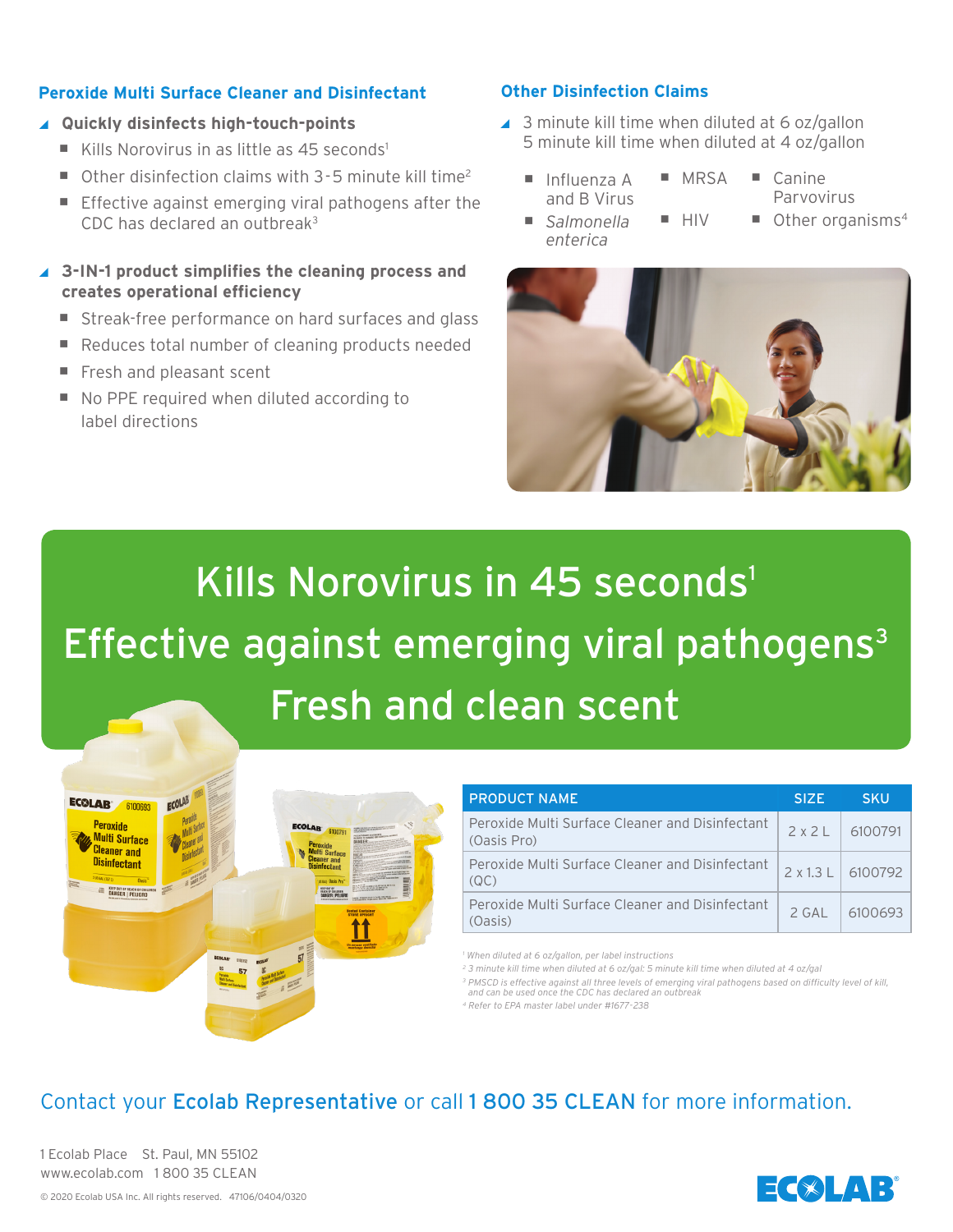## Peroxide Multi Surface Cleaner and Disinfectant

- **Quickly disinfects high-touch-points**
  - Kills Norovirus in as little as 45 seconds[1]
  - Other disinfection claims with 3-5 minute kill time[2]
  - Effective against emerging viral pathogens after the CDC has declared an outbreak[3]
- **3-IN-1 product simplifies the cleaning process and creates operational efficiency**
  - Streak-free performance on hard surfaces and glass
  - Reduces total number of cleaning products needed
  - Fresh and pleasant scent
  - No PPE required when diluted according to label directions

## Other Disinfection Claims

- 3 minute kill time when diluted at 6 oz/gallon
  5 minute kill time when diluted at 4 oz/gallon
  - Influenza A and B Virus
  - *Salmonella enterica*
  - MRSA
  - HIV
  - Canine Parvovirus
  - Other organisms[4]

# Kills Norovirus in 45 seconds[1]
# Effective against emerging viral pathogens[3]
# Fresh and clean scent

| PRODUCT NAME | SIZE | SKU |
|---|---|---|
| Peroxide Multi Surface Cleaner and Disinfectant (Oasis Pro) | 2 x 2 L | 6100791 |
| Peroxide Multi Surface Cleaner and Disinfectant (QC) | 2 x 1.3 L | 6100792 |
| Peroxide Multi Surface Cleaner and Disinfectant (Oasis) | 2 GAL | 6100693 |

*[1] When diluted at 6 oz/gallon, per label instructions*
*[2] 3 minute kill time when diluted at 6 oz/gal: 5 minute kill time when diluted at 4 oz/gal*
*[3] PMSCD is effective against all three levels of emerging viral pathogens based on difficulty level of kill, and can be used once the CDC has declared an outbreak*
*[4] Refer to EPA master label under #1677-238*

Contact your **Ecolab Representative** or call **1 800 35 CLEAN** for more information.

1 Ecolab Place St. Paul, MN 55102
www.ecolab.com 1 800 35 CLEAN

© 2020 Ecolab USA Inc. All rights reserved. 47106/0404/0320

ECOLAB®